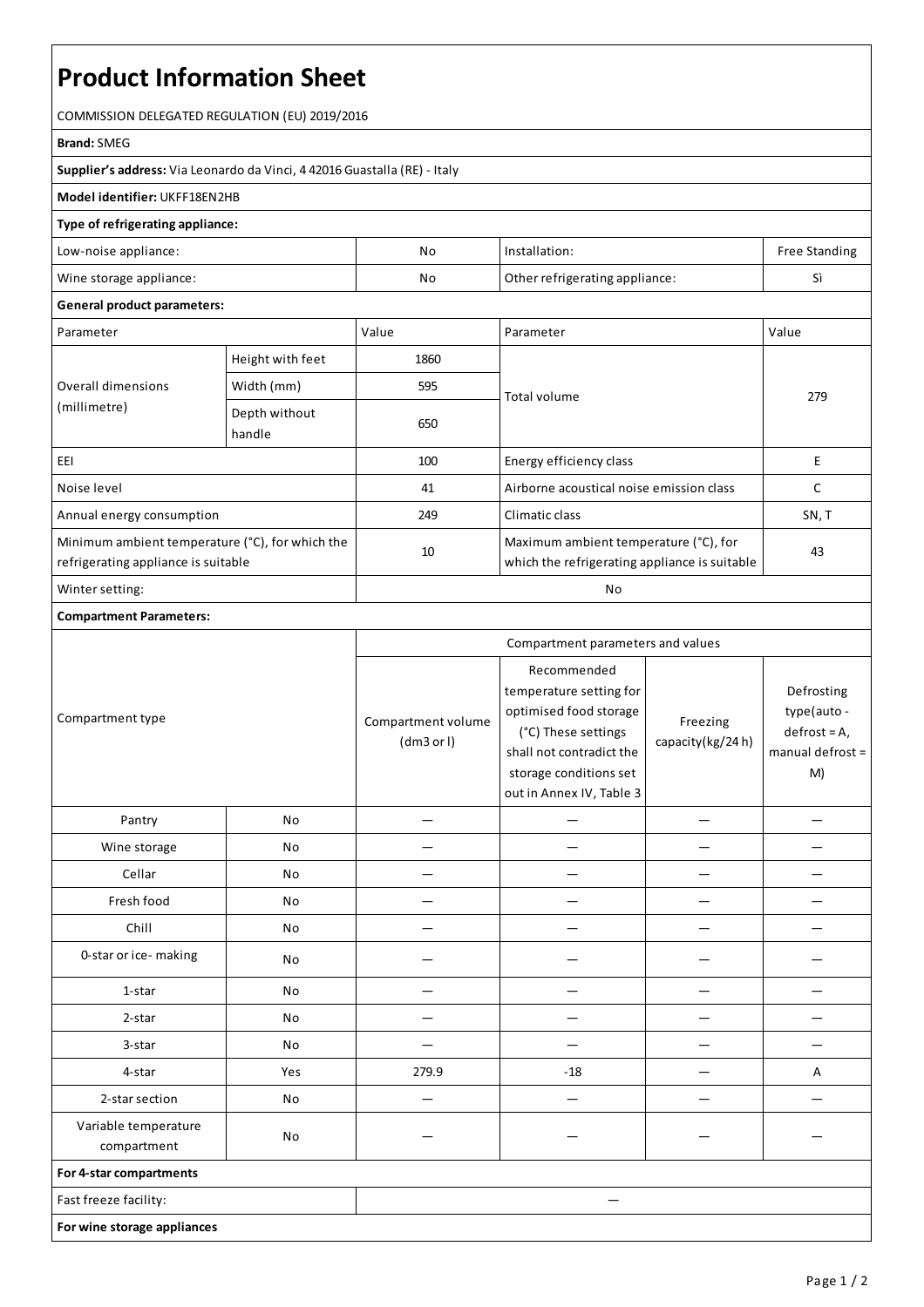# Product Information Sheet

COMMISSION DELEGATED REGULATION (EU) 2019/2016

**Brand:** SMEG

**Supplier's address:** Via Leonardo da Vinci, 4 42016 Guastalla (RE) - Italy

**Model identifier:** UKFF18EN2HB

**Type of refrigerating appliance:**

| | | | |
|---|---|---|---|
| Low-noise appliance: | No | Installation: | Free Standing |
| Wine storage appliance: | No | Other refrigerating appliance: | Sì |

**General product parameters:**

| Parameter | | Value | Parameter | Value |
|---|---|---|---|---|
| Overall dimensions (millimetre) | Height with feet | 1860 | Total volume | 279 |
| | Width (mm) | 595 | | |
| | Depth without handle | 650 | | |
| EEI | | 100 | Energy efficiency class | E |
| Noise level | | 41 | Airborne acoustical noise emission class | C |
| Annual energy consumption | | 249 | Climatic class | SN, T |
| Minimum ambient temperature (°C), for which the refrigerating appliance is suitable | | 10 | Maximum ambient temperature (°C), for which the refrigerating appliance is suitable | 43 |
| Winter setting: | | No | | |

**Compartment Parameters:**

| Compartment type | | Compartment parameters and values | | | |
|---|---|---|---|---|---|
| | | Compartment volume (dm3 or l) | Recommended temperature setting for optimised food storage (°C) These settings shall not contradict the storage conditions set out in Annex IV, Table 3 | Freezing capacity(kg/24 h) | Defrosting type(auto - defrost = A, manual defrost = M) |
| Pantry | No | — | — | — | — |
| Wine storage | No | — | — | — | — |
| Cellar | No | — | — | — | — |
| Fresh food | No | — | — | — | — |
| Chill | No | — | — | — | — |
| 0-star or ice- making | No | — | — | — | — |
| 1-star | No | — | — | — | — |
| 2-star | No | — | — | — | — |
| 3-star | No | — | — | — | — |
| 4-star | Yes | 279.9 | -18 | — | A |
| 2-star section | No | — | — | — | — |
| Variable temperature compartment | No | — | — | — | — |

**For 4-star compartments**

| | |
|---|---|
| Fast freeze facility: | — |

**For wine storage appliances**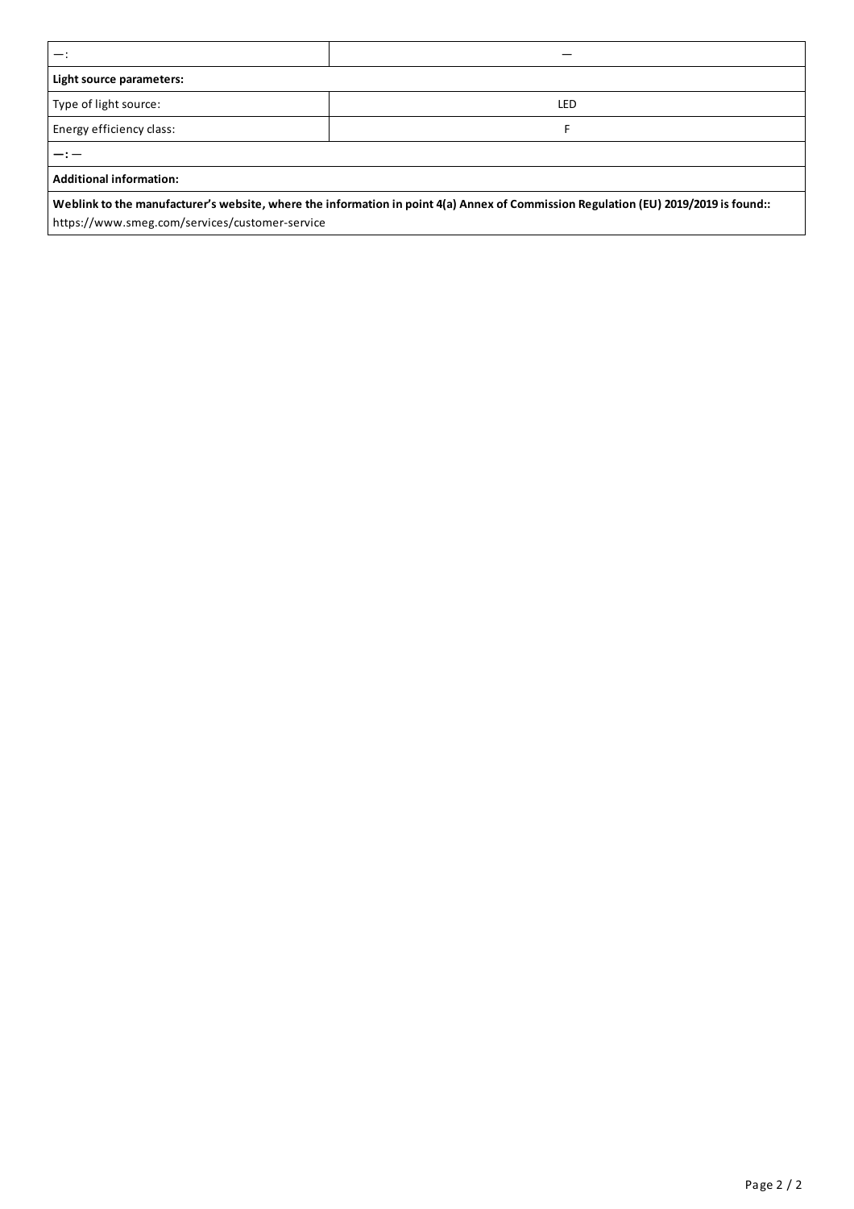| | |
|---|---|
| —: | — |
| **Light source parameters:** | |
| Type of light source: | LED |
| Energy efficiency class: | F |
| **—: —** | |
| **Additional information:** | |
| **Weblink to the manufacturer's website, where the information in point 4(a) Annex of Commission Regulation (EU) 2019/2019 is found::** https://www.smeg.com/services/customer-service | |